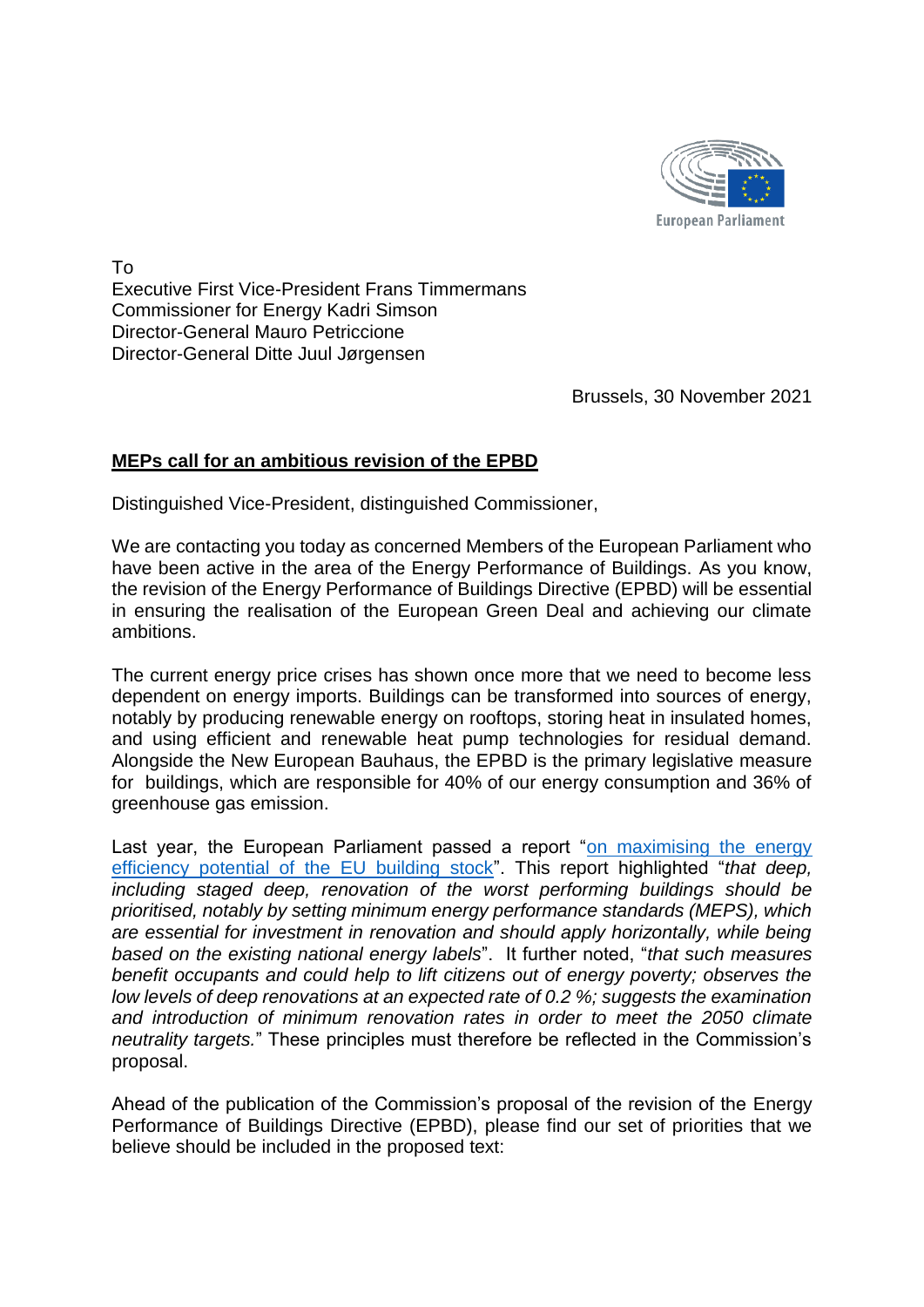European Parliament

To
Executive First Vice-President Frans Timmermans
Commissioner for Energy Kadri Simson
Director-General Mauro Petriccione
Director-General Ditte Juul Jørgensen

Brussels, 30 November 2021

**MEPs call for an ambitious revision of the EPBD**

Distinguished Vice-President, distinguished Commissioner,

We are contacting you today as concerned Members of the European Parliament who have been active in the area of the Energy Performance of Buildings. As you know, the revision of the Energy Performance of Buildings Directive (EPBD) will be essential in ensuring the realisation of the European Green Deal and achieving our climate ambitions.

The current energy price crises has shown once more that we need to become less dependent on energy imports. Buildings can be transformed into sources of energy, notably by producing renewable energy on rooftops, storing heat in insulated homes, and using efficient and renewable heat pump technologies for residual demand. Alongside the New European Bauhaus, the EPBD is the primary legislative measure for buildings, which are responsible for 40% of our energy consumption and 36% of greenhouse gas emission.

Last year, the European Parliament passed a report "on maximising the energy efficiency potential of the EU building stock". This report highlighted "*that deep, including staged deep, renovation of the worst performing buildings should be prioritised, notably by setting minimum energy performance standards (MEPS), which are essential for investment in renovation and should apply horizontally, while being based on the existing national energy labels*". It further noted, "*that such measures benefit occupants and could help to lift citizens out of energy poverty; observes the low levels of deep renovations at an expected rate of 0.2 %; suggests the examination and introduction of minimum renovation rates in order to meet the 2050 climate neutrality targets.*" These principles must therefore be reflected in the Commission's proposal.

Ahead of the publication of the Commission's proposal of the revision of the Energy Performance of Buildings Directive (EPBD), please find our set of priorities that we believe should be included in the proposed text: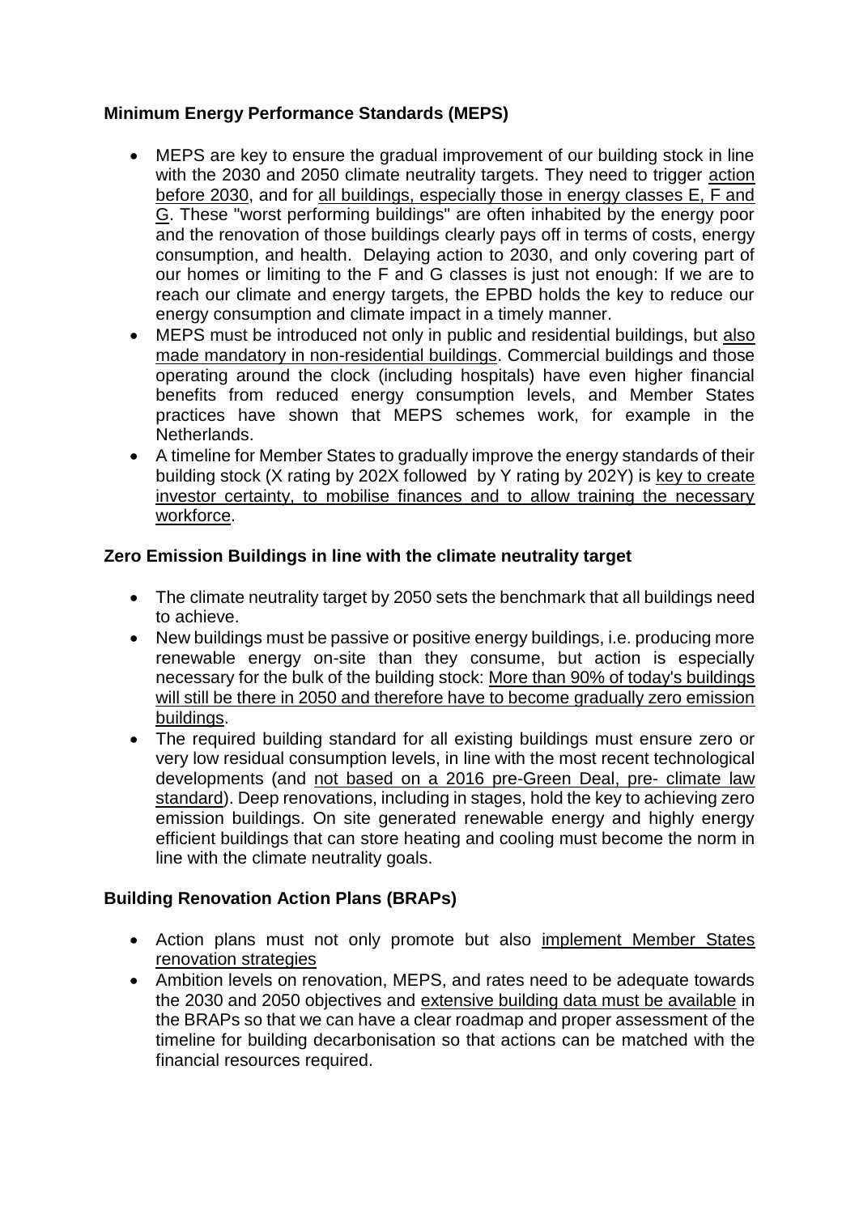**Minimum Energy Performance Standards (MEPS)**

- MEPS are key to ensure the gradual improvement of our building stock in line with the 2030 and 2050 climate neutrality targets. They need to trigger action before 2030, and for all buildings, especially those in energy classes E, F and G. These "worst performing buildings" are often inhabited by the energy poor and the renovation of those buildings clearly pays off in terms of costs, energy consumption, and health. Delaying action to 2030, and only covering part of our homes or limiting to the F and G classes is just not enough: If we are to reach our climate and energy targets, the EPBD holds the key to reduce our energy consumption and climate impact in a timely manner.
- MEPS must be introduced not only in public and residential buildings, but also made mandatory in non-residential buildings. Commercial buildings and those operating around the clock (including hospitals) have even higher financial benefits from reduced energy consumption levels, and Member States practices have shown that MEPS schemes work, for example in the Netherlands.
- A timeline for Member States to gradually improve the energy standards of their building stock (X rating by 202X followed by Y rating by 202Y) is key to create investor certainty, to mobilise finances and to allow training the necessary workforce.

**Zero Emission Buildings in line with the climate neutrality target**

- The climate neutrality target by 2050 sets the benchmark that all buildings need to achieve.
- New buildings must be passive or positive energy buildings, i.e. producing more renewable energy on-site than they consume, but action is especially necessary for the bulk of the building stock: More than 90% of today's buildings will still be there in 2050 and therefore have to become gradually zero emission buildings.
- The required building standard for all existing buildings must ensure zero or very low residual consumption levels, in line with the most recent technological developments (and not based on a 2016 pre-Green Deal, pre- climate law standard). Deep renovations, including in stages, hold the key to achieving zero emission buildings. On site generated renewable energy and highly energy efficient buildings that can store heating and cooling must become the norm in line with the climate neutrality goals.

**Building Renovation Action Plans (BRAPs)**

- Action plans must not only promote but also implement Member States renovation strategies
- Ambition levels on renovation, MEPS, and rates need to be adequate towards the 2030 and 2050 objectives and extensive building data must be available in the BRAPs so that we can have a clear roadmap and proper assessment of the timeline for building decarbonisation so that actions can be matched with the financial resources required.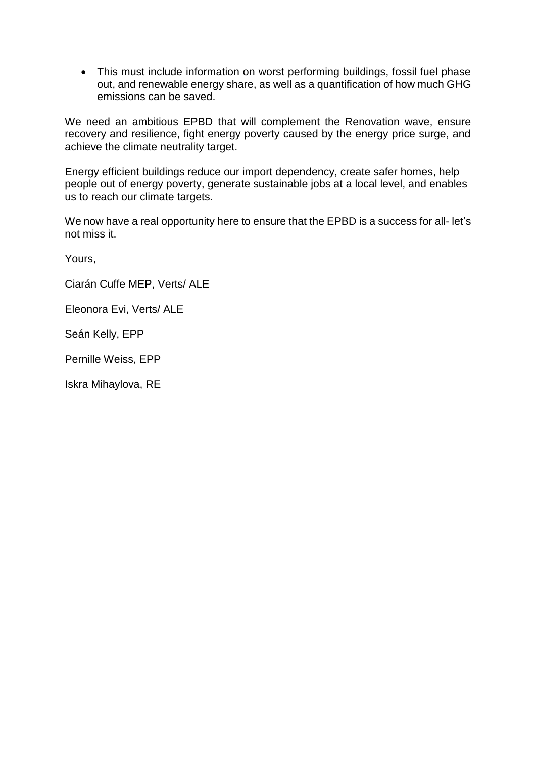- This must include information on worst performing buildings, fossil fuel phase out, and renewable energy share, as well as a quantification of how much GHG emissions can be saved.

We need an ambitious EPBD that will complement the Renovation wave, ensure recovery and resilience, fight energy poverty caused by the energy price surge, and achieve the climate neutrality target.

Energy efficient buildings reduce our import dependency, create safer homes, help people out of energy poverty, generate sustainable jobs at a local level, and enables us to reach our climate targets.

We now have a real opportunity here to ensure that the EPBD is a success for all- let's not miss it.

Yours,

Ciarán Cuffe MEP, Verts/ ALE

Eleonora Evi, Verts/ ALE

Seán Kelly, EPP

Pernille Weiss, EPP

Iskra Mihaylova, RE